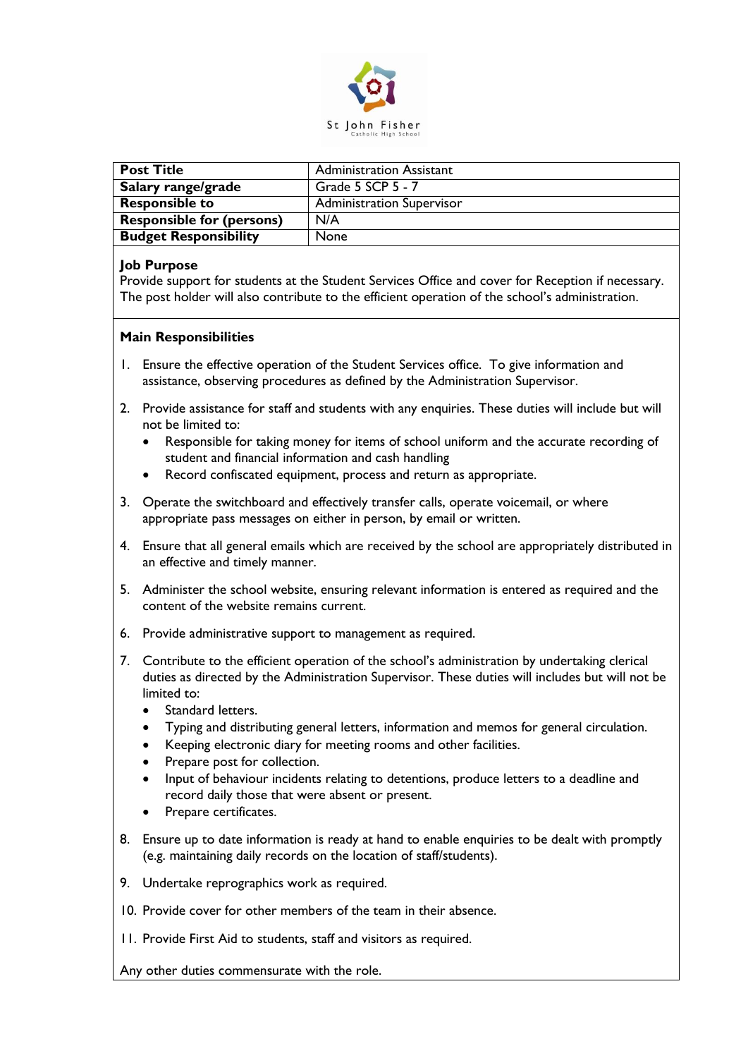St John Fisher
Catholic High School

| **Post Title** | Administration Assistant |
|---|---|
| **Salary range/grade** | Grade 5 SCP 5 - 7 |
| **Responsible to** | Administration Supervisor |
| **Responsible for (persons)** | N/A |
| **Budget Responsibility** | None |

**Job Purpose**

Provide support for students at the Student Services Office and cover for Reception if necessary. The post holder will also contribute to the efficient operation of the school's administration.

**Main Responsibilities**

1. Ensure the effective operation of the Student Services office. To give information and assistance, observing procedures as defined by the Administration Supervisor.

2. Provide assistance for staff and students with any enquiries. These duties will include but will not be limited to:
   - Responsible for taking money for items of school uniform and the accurate recording of student and financial information and cash handling
   - Record confiscated equipment, process and return as appropriate.

3. Operate the switchboard and effectively transfer calls, operate voicemail, or where appropriate pass messages on either in person, by email or written.

4. Ensure that all general emails which are received by the school are appropriately distributed in an effective and timely manner.

5. Administer the school website, ensuring relevant information is entered as required and the content of the website remains current.

6. Provide administrative support to management as required.

7. Contribute to the efficient operation of the school's administration by undertaking clerical duties as directed by the Administration Supervisor. These duties will includes but will not be limited to:
   - Standard letters.
   - Typing and distributing general letters, information and memos for general circulation.
   - Keeping electronic diary for meeting rooms and other facilities.
   - Prepare post for collection.
   - Input of behaviour incidents relating to detentions, produce letters to a deadline and record daily those that were absent or present.
   - Prepare certificates.

8. Ensure up to date information is ready at hand to enable enquiries to be dealt with promptly (e.g. maintaining daily records on the location of staff/students).

9. Undertake reprographics work as required.

10. Provide cover for other members of the team in their absence.

11. Provide First Aid to students, staff and visitors as required.

Any other duties commensurate with the role.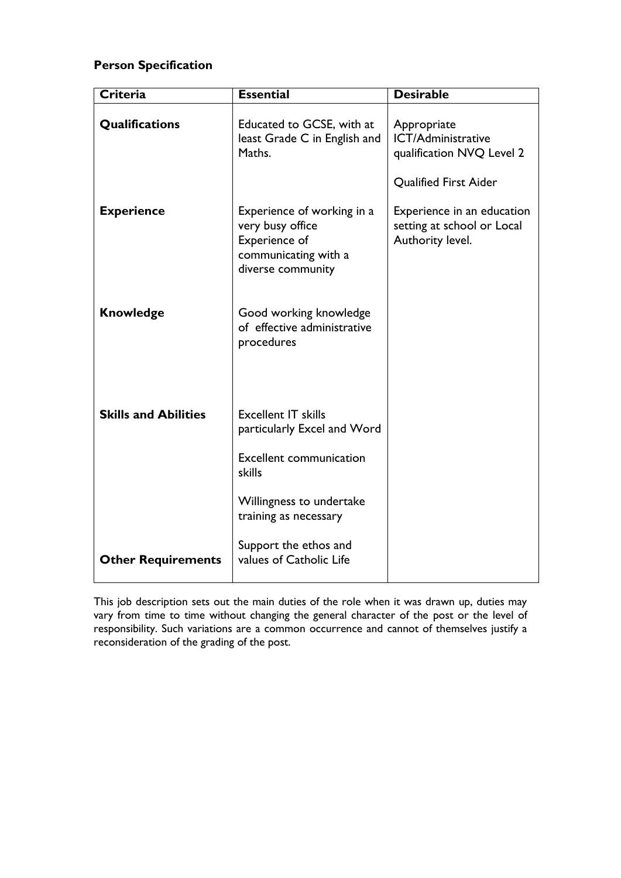**Person Specification**

| Criteria | Essential | Desirable |
|---|---|---|
| **Qualifications** | Educated to GCSE, with at least Grade C in English and Maths. | Appropriate ICT/Administrative qualification NVQ Level 2<br><br>Qualified First Aider |
| **Experience** | Experience of working in a very busy office<br>Experience of communicating with a diverse community | Experience in an education setting at school or Local Authority level. |
| **Knowledge** | Good working knowledge of effective administrative procedures | |
| **Skills and Abilities** | Excellent IT skills particularly Excel and Word<br><br>Excellent communication skills<br><br>Willingness to undertake training as necessary | |
| **Other Requirements** | Support the ethos and values of Catholic Life | |

This job description sets out the main duties of the role when it was drawn up, duties may vary from time to time without changing the general character of the post or the level of responsibility. Such variations are a common occurrence and cannot of themselves justify a reconsideration of the grading of the post.